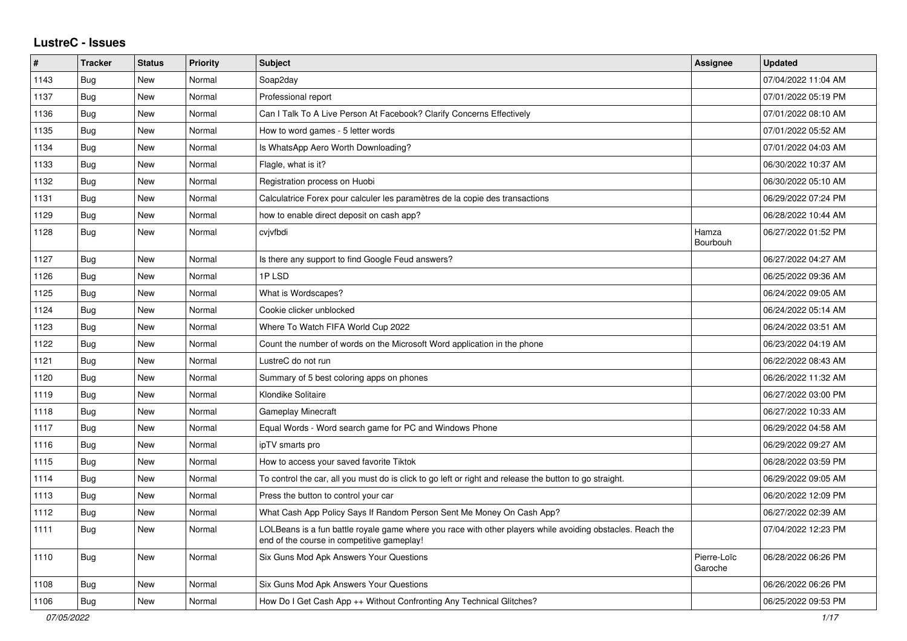## LustreC - Issues

| # | Tracker | Status | Priority | Subject | Assignee | Updated |
|---|---|---|---|---|---|---|
| 1143 | Bug | New | Normal | Soap2day | | 07/04/2022 11:04 AM |
| 1137 | Bug | New | Normal | Professional report | | 07/01/2022 05:19 PM |
| 1136 | Bug | New | Normal | Can I Talk To A Live Person At Facebook? Clarify Concerns Effectively | | 07/01/2022 08:10 AM |
| 1135 | Bug | New | Normal | How to word games - 5 letter words | | 07/01/2022 05:52 AM |
| 1134 | Bug | New | Normal | Is WhatsApp Aero Worth Downloading? | | 07/01/2022 04:03 AM |
| 1133 | Bug | New | Normal | Flagle, what is it? | | 06/30/2022 10:37 AM |
| 1132 | Bug | New | Normal | Registration process on Huobi | | 06/30/2022 05:10 AM |
| 1131 | Bug | New | Normal | Calculatrice Forex pour calculer les paramètres de la copie des transactions | | 06/29/2022 07:24 PM |
| 1129 | Bug | New | Normal | how to enable direct deposit on cash app? | | 06/28/2022 10:44 AM |
| 1128 | Bug | New | Normal | cvjvfbdi | Hamza Bourbouh | 06/27/2022 01:52 PM |
| 1127 | Bug | New | Normal | Is there any support to find Google Feud answers? | | 06/27/2022 04:27 AM |
| 1126 | Bug | New | Normal | 1P LSD | | 06/25/2022 09:36 AM |
| 1125 | Bug | New | Normal | What is Wordscapes? | | 06/24/2022 09:05 AM |
| 1124 | Bug | New | Normal | Cookie clicker unblocked | | 06/24/2022 05:14 AM |
| 1123 | Bug | New | Normal | Where To Watch FIFA World Cup 2022 | | 06/24/2022 03:51 AM |
| 1122 | Bug | New | Normal | Count the number of words on the Microsoft Word application in the phone | | 06/23/2022 04:19 AM |
| 1121 | Bug | New | Normal | LustreC do not run | | 06/22/2022 08:43 AM |
| 1120 | Bug | New | Normal | Summary of 5 best coloring apps on phones | | 06/26/2022 11:32 AM |
| 1119 | Bug | New | Normal | Klondike Solitaire | | 06/27/2022 03:00 PM |
| 1118 | Bug | New | Normal | Gameplay Minecraft | | 06/27/2022 10:33 AM |
| 1117 | Bug | New | Normal | Equal Words - Word search game for PC and Windows Phone | | 06/29/2022 04:58 AM |
| 1116 | Bug | New | Normal | ipTV smarts pro | | 06/29/2022 09:27 AM |
| 1115 | Bug | New | Normal | How to access your saved favorite Tiktok | | 06/28/2022 03:59 PM |
| 1114 | Bug | New | Normal | To control the car, all you must do is click to go left or right and release the button to go straight. | | 06/29/2022 09:05 AM |
| 1113 | Bug | New | Normal | Press the button to control your car | | 06/20/2022 12:09 PM |
| 1112 | Bug | New | Normal | What Cash App Policy Says If Random Person Sent Me Money On Cash App? | | 06/27/2022 02:39 AM |
| 1111 | Bug | New | Normal | LOLBeans is a fun battle royale game where you race with other players while avoiding obstacles. Reach the end of the course in competitive gameplay! | | 07/04/2022 12:23 PM |
| 1110 | Bug | New | Normal | Six Guns Mod Apk Answers Your Questions | Pierre-Loïc Garoche | 06/28/2022 06:26 PM |
| 1108 | Bug | New | Normal | Six Guns Mod Apk Answers Your Questions | | 06/26/2022 06:26 PM |
| 1106 | Bug | New | Normal | How Do I Get Cash App ++ Without Confronting Any Technical Glitches? | | 06/25/2022 09:53 PM |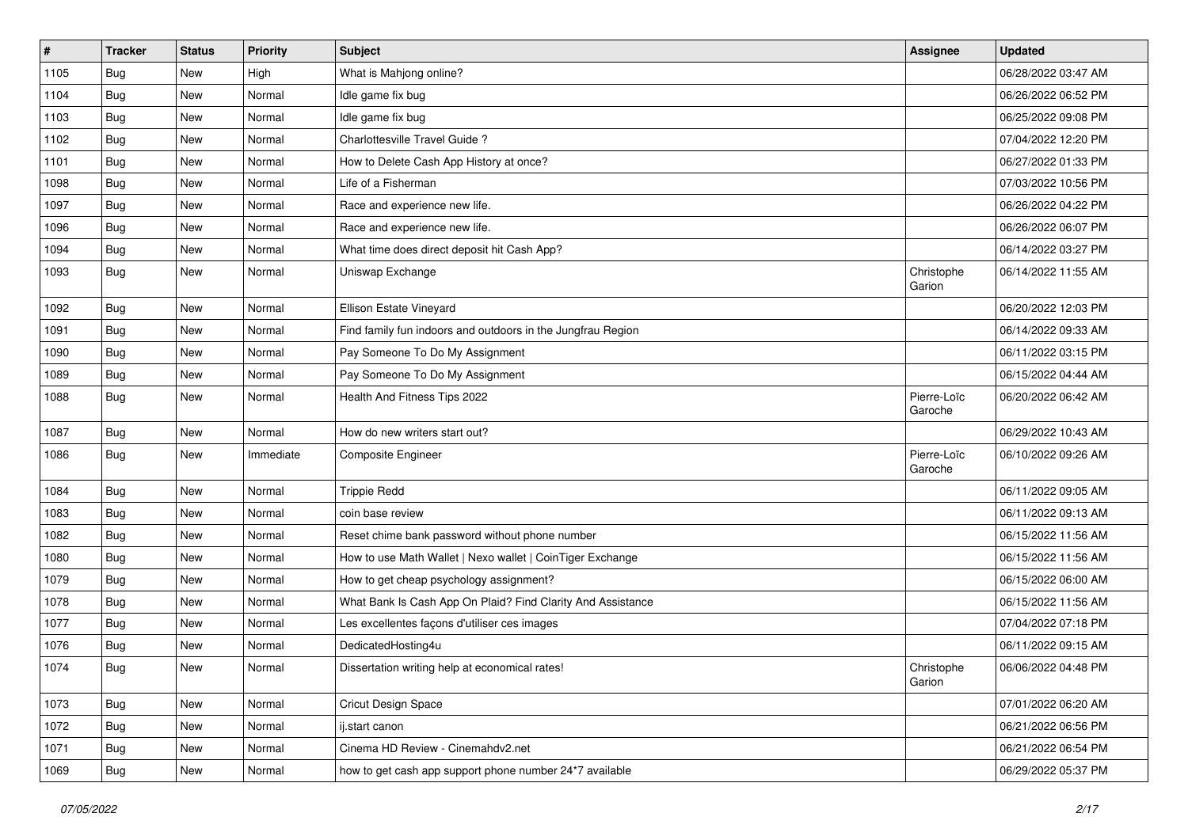| # | Tracker | Status | Priority | Subject | Assignee | Updated |
|---|---|---|---|---|---|---|
| 1105 | Bug | New | High | What is Mahjong online? | | 06/28/2022 03:47 AM |
| 1104 | Bug | New | Normal | Idle game fix bug | | 06/26/2022 06:52 PM |
| 1103 | Bug | New | Normal | Idle game fix bug | | 06/25/2022 09:08 PM |
| 1102 | Bug | New | Normal | Charlottesville Travel Guide ? | | 07/04/2022 12:20 PM |
| 1101 | Bug | New | Normal | How to Delete Cash App History at once? | | 06/27/2022 01:33 PM |
| 1098 | Bug | New | Normal | Life of a Fisherman | | 07/03/2022 10:56 PM |
| 1097 | Bug | New | Normal | Race and experience new life. | | 06/26/2022 04:22 PM |
| 1096 | Bug | New | Normal | Race and experience new life. | | 06/26/2022 06:07 PM |
| 1094 | Bug | New | Normal | What time does direct deposit hit Cash App? | | 06/14/2022 03:27 PM |
| 1093 | Bug | New | Normal | Uniswap Exchange | Christophe Garion | 06/14/2022 11:55 AM |
| 1092 | Bug | New | Normal | Ellison Estate Vineyard | | 06/20/2022 12:03 PM |
| 1091 | Bug | New | Normal | Find family fun indoors and outdoors in the Jungfrau Region | | 06/14/2022 09:33 AM |
| 1090 | Bug | New | Normal | Pay Someone To Do My Assignment | | 06/11/2022 03:15 PM |
| 1089 | Bug | New | Normal | Pay Someone To Do My Assignment | | 06/15/2022 04:44 AM |
| 1088 | Bug | New | Normal | Health And Fitness Tips 2022 | Pierre-Loïc Garoche | 06/20/2022 06:42 AM |
| 1087 | Bug | New | Normal | How do new writers start out? | | 06/29/2022 10:43 AM |
| 1086 | Bug | New | Immediate | Composite Engineer | Pierre-Loïc Garoche | 06/10/2022 09:26 AM |
| 1084 | Bug | New | Normal | Trippie Redd | | 06/11/2022 09:05 AM |
| 1083 | Bug | New | Normal | coin base review | | 06/11/2022 09:13 AM |
| 1082 | Bug | New | Normal | Reset chime bank password without phone number | | 06/15/2022 11:56 AM |
| 1080 | Bug | New | Normal | How to use Math Wallet \| Nexo wallet \| CoinTiger Exchange | | 06/15/2022 11:56 AM |
| 1079 | Bug | New | Normal | How to get cheap psychology assignment? | | 06/15/2022 06:00 AM |
| 1078 | Bug | New | Normal | What Bank Is Cash App On Plaid? Find Clarity And Assistance | | 06/15/2022 11:56 AM |
| 1077 | Bug | New | Normal | Les excellentes façons d'utiliser ces images | | 07/04/2022 07:18 PM |
| 1076 | Bug | New | Normal | DedicatedHosting4u | | 06/11/2022 09:15 AM |
| 1074 | Bug | New | Normal | Dissertation writing help at economical rates! | Christophe Garion | 06/06/2022 04:48 PM |
| 1073 | Bug | New | Normal | Cricut Design Space | | 07/01/2022 06:20 AM |
| 1072 | Bug | New | Normal | ij.start canon | | 06/21/2022 06:56 PM |
| 1071 | Bug | New | Normal | Cinema HD Review - Cinemahdv2.net | | 06/21/2022 06:54 PM |
| 1069 | Bug | New | Normal | how to get cash app support phone number 24*7 available | | 06/29/2022 05:37 PM |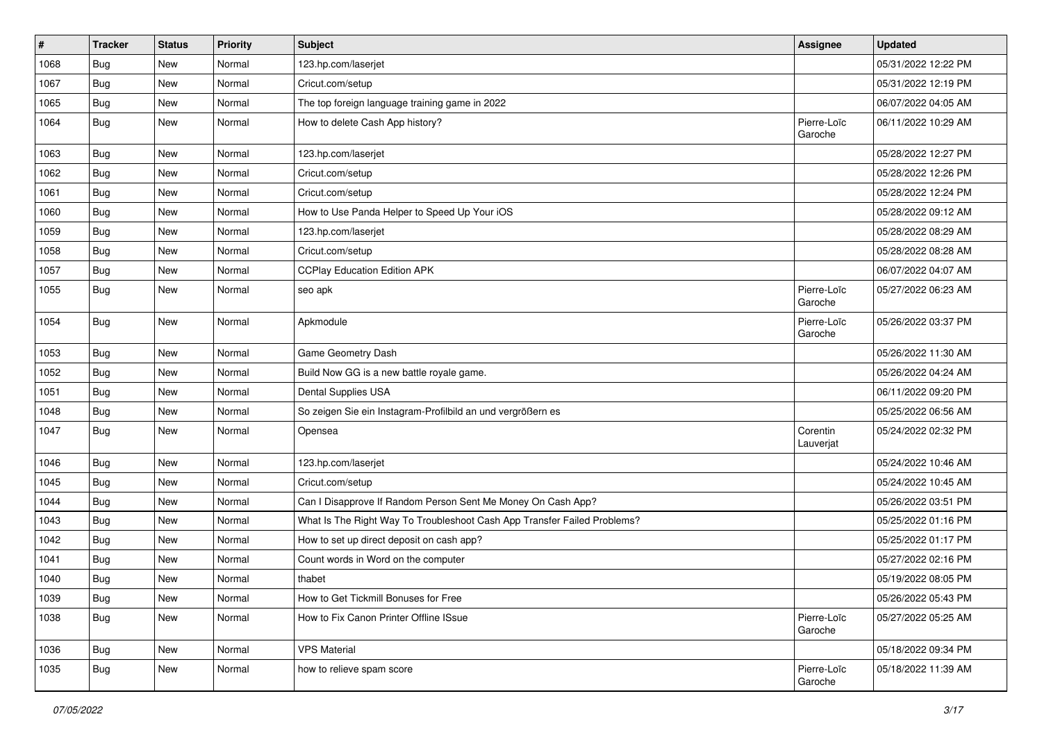| # | Tracker | Status | Priority | Subject | Assignee | Updated |
|---|---|---|---|---|---|---|
| 1068 | Bug | New | Normal | 123.hp.com/laserjet | | 05/31/2022 12:22 PM |
| 1067 | Bug | New | Normal | Cricut.com/setup | | 05/31/2022 12:19 PM |
| 1065 | Bug | New | Normal | The top foreign language training game in 2022 | | 06/07/2022 04:05 AM |
| 1064 | Bug | New | Normal | How to delete Cash App history? | Pierre-Loïc Garoche | 06/11/2022 10:29 AM |
| 1063 | Bug | New | Normal | 123.hp.com/laserjet | | 05/28/2022 12:27 PM |
| 1062 | Bug | New | Normal | Cricut.com/setup | | 05/28/2022 12:26 PM |
| 1061 | Bug | New | Normal | Cricut.com/setup | | 05/28/2022 12:24 PM |
| 1060 | Bug | New | Normal | How to Use Panda Helper to Speed Up Your iOS | | 05/28/2022 09:12 AM |
| 1059 | Bug | New | Normal | 123.hp.com/laserjet | | 05/28/2022 08:29 AM |
| 1058 | Bug | New | Normal | Cricut.com/setup | | 05/28/2022 08:28 AM |
| 1057 | Bug | New | Normal | CCPlay Education Edition APK | | 06/07/2022 04:07 AM |
| 1055 | Bug | New | Normal | seo apk | Pierre-Loïc Garoche | 05/27/2022 06:23 AM |
| 1054 | Bug | New | Normal | Apkmodule | Pierre-Loïc Garoche | 05/26/2022 03:37 PM |
| 1053 | Bug | New | Normal | Game Geometry Dash | | 05/26/2022 11:30 AM |
| 1052 | Bug | New | Normal | Build Now GG is a new battle royale game. | | 05/26/2022 04:24 AM |
| 1051 | Bug | New | Normal | Dental Supplies USA | | 06/11/2022 09:20 PM |
| 1048 | Bug | New | Normal | So zeigen Sie ein Instagram-Profilbild an und vergrößern es | | 05/25/2022 06:56 AM |
| 1047 | Bug | New | Normal | Opensea | Corentin Lauverjat | 05/24/2022 02:32 PM |
| 1046 | Bug | New | Normal | 123.hp.com/laserjet | | 05/24/2022 10:46 AM |
| 1045 | Bug | New | Normal | Cricut.com/setup | | 05/24/2022 10:45 AM |
| 1044 | Bug | New | Normal | Can I Disapprove If Random Person Sent Me Money On Cash App? | | 05/26/2022 03:51 PM |
| 1043 | Bug | New | Normal | What Is The Right Way To Troubleshoot Cash App Transfer Failed Problems? | | 05/25/2022 01:16 PM |
| 1042 | Bug | New | Normal | How to set up direct deposit on cash app? | | 05/25/2022 01:17 PM |
| 1041 | Bug | New | Normal | Count words in Word on the computer | | 05/27/2022 02:16 PM |
| 1040 | Bug | New | Normal | thabet | | 05/19/2022 08:05 PM |
| 1039 | Bug | New | Normal | How to Get Tickmill Bonuses for Free | | 05/26/2022 05:43 PM |
| 1038 | Bug | New | Normal | How to Fix Canon Printer Offline ISsue | Pierre-Loïc Garoche | 05/27/2022 05:25 AM |
| 1036 | Bug | New | Normal | VPS Material | | 05/18/2022 09:34 PM |
| 1035 | Bug | New | Normal | how to relieve spam score | Pierre-Loïc Garoche | 05/18/2022 11:39 AM |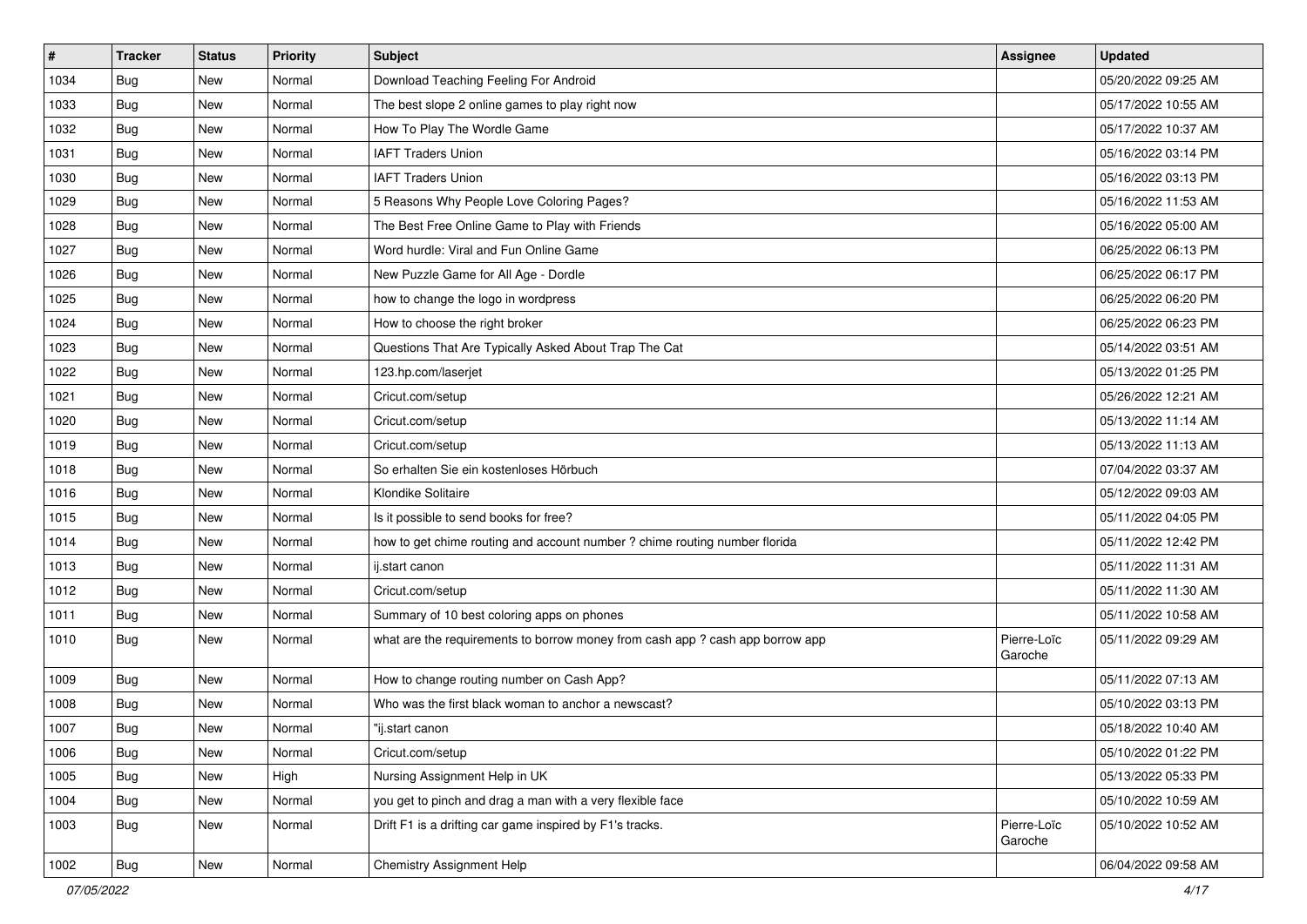| # | Tracker | Status | Priority | Subject | Assignee | Updated |
|---|---|---|---|---|---|---|
| 1034 | Bug | New | Normal | Download Teaching Feeling For Android | | 05/20/2022 09:25 AM |
| 1033 | Bug | New | Normal | The best slope 2 online games to play right now | | 05/17/2022 10:55 AM |
| 1032 | Bug | New | Normal | How To Play The Wordle Game | | 05/17/2022 10:37 AM |
| 1031 | Bug | New | Normal | IAFT Traders Union | | 05/16/2022 03:14 PM |
| 1030 | Bug | New | Normal | IAFT Traders Union | | 05/16/2022 03:13 PM |
| 1029 | Bug | New | Normal | 5 Reasons Why People Love Coloring Pages? | | 05/16/2022 11:53 AM |
| 1028 | Bug | New | Normal | The Best Free Online Game to Play with Friends | | 05/16/2022 05:00 AM |
| 1027 | Bug | New | Normal | Word hurdle: Viral and Fun Online Game | | 06/25/2022 06:13 PM |
| 1026 | Bug | New | Normal | New Puzzle Game for All Age - Dordle | | 06/25/2022 06:17 PM |
| 1025 | Bug | New | Normal | how to change the logo in wordpress | | 06/25/2022 06:20 PM |
| 1024 | Bug | New | Normal | How to choose the right broker | | 06/25/2022 06:23 PM |
| 1023 | Bug | New | Normal | Questions That Are Typically Asked About Trap The Cat | | 05/14/2022 03:51 AM |
| 1022 | Bug | New | Normal | 123.hp.com/laserjet | | 05/13/2022 01:25 PM |
| 1021 | Bug | New | Normal | Cricut.com/setup | | 05/26/2022 12:21 AM |
| 1020 | Bug | New | Normal | Cricut.com/setup | | 05/13/2022 11:14 AM |
| 1019 | Bug | New | Normal | Cricut.com/setup | | 05/13/2022 11:13 AM |
| 1018 | Bug | New | Normal | So erhalten Sie ein kostenloses Hörbuch | | 07/04/2022 03:37 AM |
| 1016 | Bug | New | Normal | Klondike Solitaire | | 05/12/2022 09:03 AM |
| 1015 | Bug | New | Normal | Is it possible to send books for free? | | 05/11/2022 04:05 PM |
| 1014 | Bug | New | Normal | how to get chime routing and account number ? chime routing number florida | | 05/11/2022 12:42 PM |
| 1013 | Bug | New | Normal | ij.start canon | | 05/11/2022 11:31 AM |
| 1012 | Bug | New | Normal | Cricut.com/setup | | 05/11/2022 11:30 AM |
| 1011 | Bug | New | Normal | Summary of 10 best coloring apps on phones | | 05/11/2022 10:58 AM |
| 1010 | Bug | New | Normal | what are the requirements to borrow money from cash app ? cash app borrow app | Pierre-Loïc Garoche | 05/11/2022 09:29 AM |
| 1009 | Bug | New | Normal | How to change routing number on Cash App? | | 05/11/2022 07:13 AM |
| 1008 | Bug | New | Normal | Who was the first black woman to anchor a newscast? | | 05/10/2022 03:13 PM |
| 1007 | Bug | New | Normal | "ij.start canon | | 05/18/2022 10:40 AM |
| 1006 | Bug | New | Normal | Cricut.com/setup | | 05/10/2022 01:22 PM |
| 1005 | Bug | New | High | Nursing Assignment Help in UK | | 05/13/2022 05:33 PM |
| 1004 | Bug | New | Normal | you get to pinch and drag a man with a very flexible face | | 05/10/2022 10:59 AM |
| 1003 | Bug | New | Normal | Drift F1 is a drifting car game inspired by F1's tracks. | Pierre-Loïc Garoche | 05/10/2022 10:52 AM |
| 1002 | Bug | New | Normal | Chemistry Assignment Help | | 06/04/2022 09:58 AM |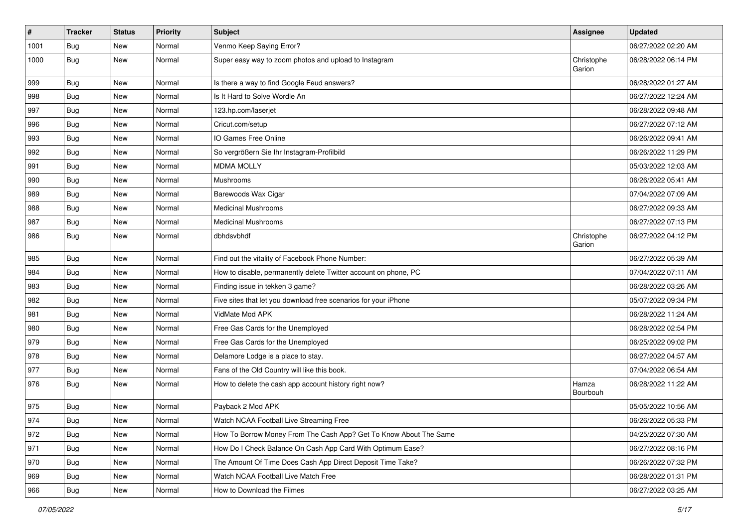| # | Tracker | Status | Priority | Subject | Assignee | Updated |
| --- | --- | --- | --- | --- | --- | --- |
| 1001 | Bug | New | Normal | Venmo Keep Saying Error? | | 06/27/2022 02:20 AM |
| 1000 | Bug | New | Normal | Super easy way to zoom photos and upload to Instagram | Christophe Garion | 06/28/2022 06:14 PM |
| 999 | Bug | New | Normal | Is there a way to find Google Feud answers? | | 06/28/2022 01:27 AM |
| 998 | Bug | New | Normal | Is It Hard to Solve Wordle An | | 06/27/2022 12:24 AM |
| 997 | Bug | New | Normal | 123.hp.com/laserjet | | 06/28/2022 09:48 AM |
| 996 | Bug | New | Normal | Cricut.com/setup | | 06/27/2022 07:12 AM |
| 993 | Bug | New | Normal | IO Games Free Online | | 06/26/2022 09:41 AM |
| 992 | Bug | New | Normal | So vergrößern Sie Ihr Instagram-Profilbild | | 06/26/2022 11:29 PM |
| 991 | Bug | New | Normal | MDMA MOLLY | | 05/03/2022 12:03 AM |
| 990 | Bug | New | Normal | Mushrooms | | 06/26/2022 05:41 AM |
| 989 | Bug | New | Normal | Barewoods Wax Cigar | | 07/04/2022 07:09 AM |
| 988 | Bug | New | Normal | Medicinal Mushrooms | | 06/27/2022 09:33 AM |
| 987 | Bug | New | Normal | Medicinal Mushrooms | | 06/27/2022 07:13 PM |
| 986 | Bug | New | Normal | dbhdsvbhdf | Christophe Garion | 06/27/2022 04:12 PM |
| 985 | Bug | New | Normal | Find out the vitality of Facebook Phone Number: | | 06/27/2022 05:39 AM |
| 984 | Bug | New | Normal | How to disable, permanently delete Twitter account on phone, PC | | 07/04/2022 07:11 AM |
| 983 | Bug | New | Normal | Finding issue in tekken 3 game? | | 06/28/2022 03:26 AM |
| 982 | Bug | New | Normal | Five sites that let you download free scenarios for your iPhone | | 05/07/2022 09:34 PM |
| 981 | Bug | New | Normal | VidMate Mod APK | | 06/28/2022 11:24 AM |
| 980 | Bug | New | Normal | Free Gas Cards for the Unemployed | | 06/28/2022 02:54 PM |
| 979 | Bug | New | Normal | Free Gas Cards for the Unemployed | | 06/25/2022 09:02 PM |
| 978 | Bug | New | Normal | Delamore Lodge is a place to stay. | | 06/27/2022 04:57 AM |
| 977 | Bug | New | Normal | Fans of the Old Country will like this book. | | 07/04/2022 06:54 AM |
| 976 | Bug | New | Normal | How to delete the cash app account history right now? | Hamza Bourbouh | 06/28/2022 11:22 AM |
| 975 | Bug | New | Normal | Payback 2 Mod APK | | 05/05/2022 10:56 AM |
| 974 | Bug | New | Normal | Watch NCAA Football Live Streaming Free | | 06/26/2022 05:33 PM |
| 972 | Bug | New | Normal | How To Borrow Money From The Cash App? Get To Know About The Same | | 04/25/2022 07:30 AM |
| 971 | Bug | New | Normal | How Do I Check Balance On Cash App Card With Optimum Ease? | | 06/27/2022 08:16 PM |
| 970 | Bug | New | Normal | The Amount Of Time Does Cash App Direct Deposit Time Take? | | 06/26/2022 07:32 PM |
| 969 | Bug | New | Normal | Watch NCAA Football Live Match Free | | 06/28/2022 01:31 PM |
| 966 | Bug | New | Normal | How to Download the Filmes | | 06/27/2022 03:25 AM |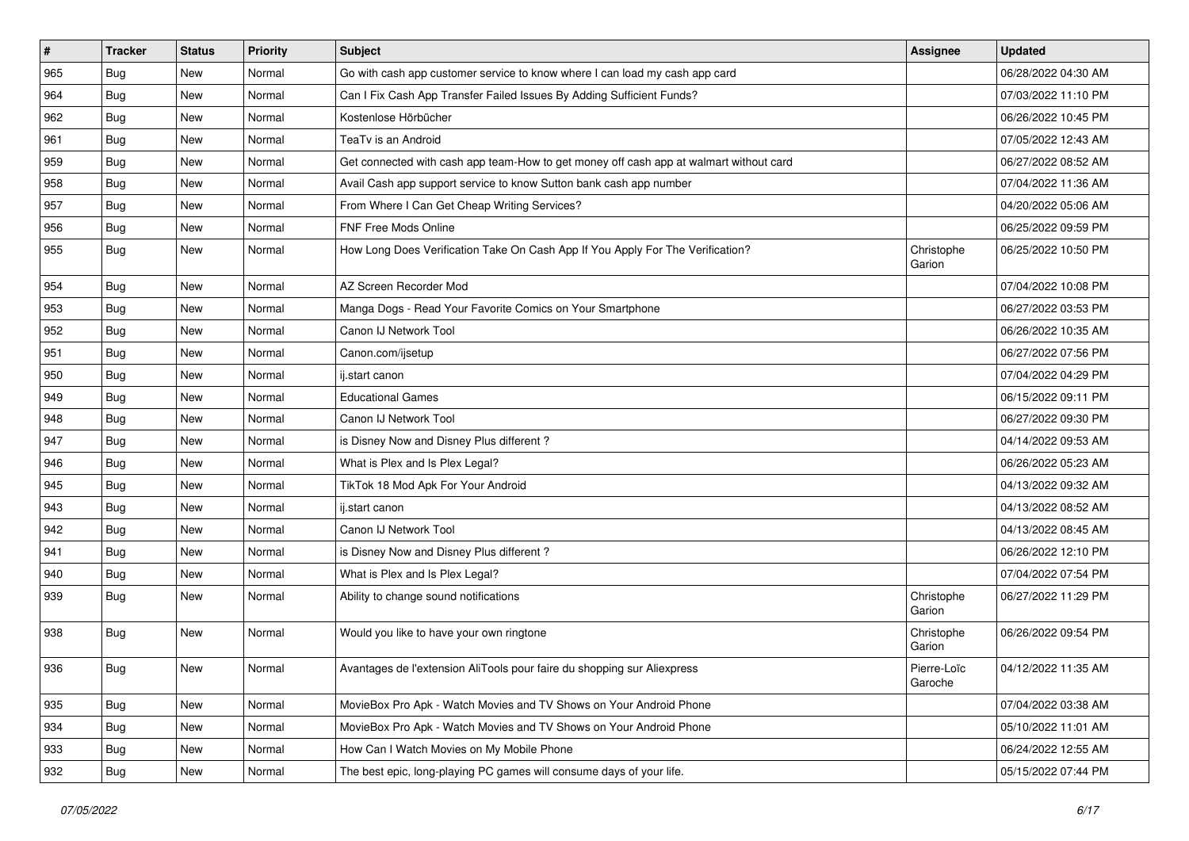| # | Tracker | Status | Priority | Subject | Assignee | Updated |
|---|---|---|---|---|---|---|
| 965 | Bug | New | Normal | Go with cash app customer service to know where I can load my cash app card | | 06/28/2022 04:30 AM |
| 964 | Bug | New | Normal | Can I Fix Cash App Transfer Failed Issues By Adding Sufficient Funds? | | 07/03/2022 11:10 PM |
| 962 | Bug | New | Normal | Kostenlose Hörbücher | | 06/26/2022 10:45 PM |
| 961 | Bug | New | Normal | TeaTv is an Android | | 07/05/2022 12:43 AM |
| 959 | Bug | New | Normal | Get connected with cash app team-How to get money off cash app at walmart without card | | 06/27/2022 08:52 AM |
| 958 | Bug | New | Normal | Avail Cash app support service to know Sutton bank cash app number | | 07/04/2022 11:36 AM |
| 957 | Bug | New | Normal | From Where I Can Get Cheap Writing Services? | | 04/20/2022 05:06 AM |
| 956 | Bug | New | Normal | FNF Free Mods Online | | 06/25/2022 09:59 PM |
| 955 | Bug | New | Normal | How Long Does Verification Take On Cash App If You Apply For The Verification? | Christophe Garion | 06/25/2022 10:50 PM |
| 954 | Bug | New | Normal | AZ Screen Recorder Mod | | 07/04/2022 10:08 PM |
| 953 | Bug | New | Normal | Manga Dogs - Read Your Favorite Comics on Your Smartphone | | 06/27/2022 03:53 PM |
| 952 | Bug | New | Normal | Canon IJ Network Tool | | 06/26/2022 10:35 AM |
| 951 | Bug | New | Normal | Canon.com/ijsetup | | 06/27/2022 07:56 PM |
| 950 | Bug | New | Normal | ij.start canon | | 07/04/2022 04:29 PM |
| 949 | Bug | New | Normal | Educational Games | | 06/15/2022 09:11 PM |
| 948 | Bug | New | Normal | Canon IJ Network Tool | | 06/27/2022 09:30 PM |
| 947 | Bug | New | Normal | is Disney Now and Disney Plus different ? | | 04/14/2022 09:53 AM |
| 946 | Bug | New | Normal | What is Plex and Is Plex Legal? | | 06/26/2022 05:23 AM |
| 945 | Bug | New | Normal | TikTok 18 Mod Apk For Your Android | | 04/13/2022 09:32 AM |
| 943 | Bug | New | Normal | ij.start canon | | 04/13/2022 08:52 AM |
| 942 | Bug | New | Normal | Canon IJ Network Tool | | 04/13/2022 08:45 AM |
| 941 | Bug | New | Normal | is Disney Now and Disney Plus different ? | | 06/26/2022 12:10 PM |
| 940 | Bug | New | Normal | What is Plex and Is Plex Legal? | | 07/04/2022 07:54 PM |
| 939 | Bug | New | Normal | Ability to change sound notifications | Christophe Garion | 06/27/2022 11:29 PM |
| 938 | Bug | New | Normal | Would you like to have your own ringtone | Christophe Garion | 06/26/2022 09:54 PM |
| 936 | Bug | New | Normal | Avantages de l'extension AliTools pour faire du shopping sur Aliexpress | Pierre-Loïc Garoche | 04/12/2022 11:35 AM |
| 935 | Bug | New | Normal | MovieBox Pro Apk - Watch Movies and TV Shows on Your Android Phone | | 07/04/2022 03:38 AM |
| 934 | Bug | New | Normal | MovieBox Pro Apk - Watch Movies and TV Shows on Your Android Phone | | 05/10/2022 11:01 AM |
| 933 | Bug | New | Normal | How Can I Watch Movies on My Mobile Phone | | 06/24/2022 12:55 AM |
| 932 | Bug | New | Normal | The best epic, long-playing PC games will consume days of your life. | | 05/15/2022 07:44 PM |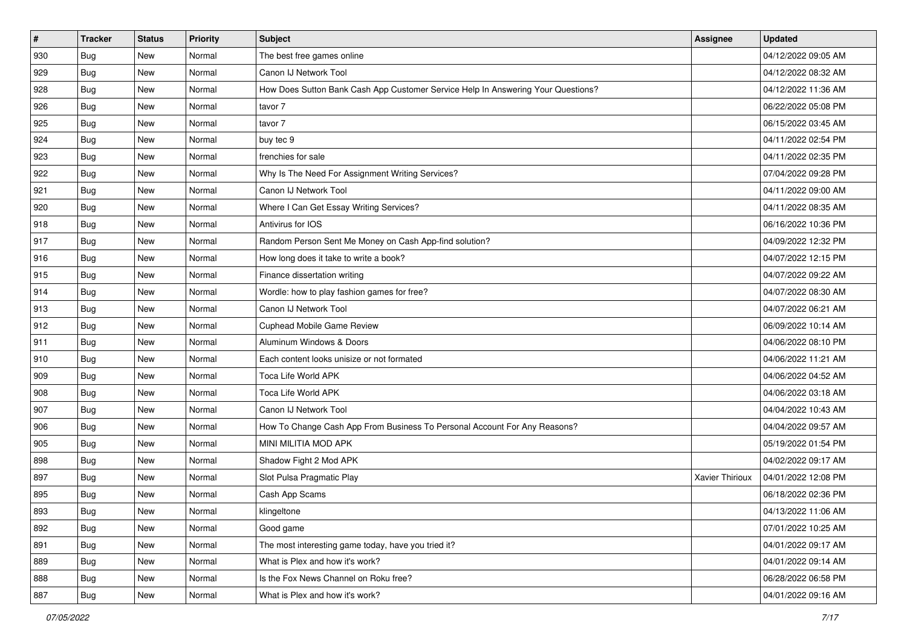| # | Tracker | Status | Priority | Subject | Assignee | Updated |
|---|---|---|---|---|---|---|
| 930 | Bug | New | Normal | The best free games online | | 04/12/2022 09:05 AM |
| 929 | Bug | New | Normal | Canon IJ Network Tool | | 04/12/2022 08:32 AM |
| 928 | Bug | New | Normal | How Does Sutton Bank Cash App Customer Service Help In Answering Your Questions? | | 04/12/2022 11:36 AM |
| 926 | Bug | New | Normal | tavor 7 | | 06/22/2022 05:08 PM |
| 925 | Bug | New | Normal | tavor 7 | | 06/15/2022 03:45 AM |
| 924 | Bug | New | Normal | buy tec 9 | | 04/11/2022 02:54 PM |
| 923 | Bug | New | Normal | frenchies for sale | | 04/11/2022 02:35 PM |
| 922 | Bug | New | Normal | Why Is The Need For Assignment Writing Services? | | 07/04/2022 09:28 PM |
| 921 | Bug | New | Normal | Canon IJ Network Tool | | 04/11/2022 09:00 AM |
| 920 | Bug | New | Normal | Where I Can Get Essay Writing Services? | | 04/11/2022 08:35 AM |
| 918 | Bug | New | Normal | Antivirus for IOS | | 06/16/2022 10:36 PM |
| 917 | Bug | New | Normal | Random Person Sent Me Money on Cash App-find solution? | | 04/09/2022 12:32 PM |
| 916 | Bug | New | Normal | How long does it take to write a book? | | 04/07/2022 12:15 PM |
| 915 | Bug | New | Normal | Finance dissertation writing | | 04/07/2022 09:22 AM |
| 914 | Bug | New | Normal | Wordle: how to play fashion games for free? | | 04/07/2022 08:30 AM |
| 913 | Bug | New | Normal | Canon IJ Network Tool | | 04/07/2022 06:21 AM |
| 912 | Bug | New | Normal | Cuphead Mobile Game Review | | 06/09/2022 10:14 AM |
| 911 | Bug | New | Normal | Aluminum Windows & Doors | | 04/06/2022 08:10 PM |
| 910 | Bug | New | Normal | Each content looks unisize or not formated | | 04/06/2022 11:21 AM |
| 909 | Bug | New | Normal | Toca Life World APK | | 04/06/2022 04:52 AM |
| 908 | Bug | New | Normal | Toca Life World APK | | 04/06/2022 03:18 AM |
| 907 | Bug | New | Normal | Canon IJ Network Tool | | 04/04/2022 10:43 AM |
| 906 | Bug | New | Normal | How To Change Cash App From Business To Personal Account For Any Reasons? | | 04/04/2022 09:57 AM |
| 905 | Bug | New | Normal | MINI MILITIA MOD APK | | 05/19/2022 01:54 PM |
| 898 | Bug | New | Normal | Shadow Fight 2 Mod APK | | 04/02/2022 09:17 AM |
| 897 | Bug | New | Normal | Slot Pulsa Pragmatic Play | Xavier Thirioux | 04/01/2022 12:08 PM |
| 895 | Bug | New | Normal | Cash App Scams | | 06/18/2022 02:36 PM |
| 893 | Bug | New | Normal | klingeltone | | 04/13/2022 11:06 AM |
| 892 | Bug | New | Normal | Good game | | 07/01/2022 10:25 AM |
| 891 | Bug | New | Normal | The most interesting game today, have you tried it? | | 04/01/2022 09:17 AM |
| 889 | Bug | New | Normal | What is Plex and how it's work? | | 04/01/2022 09:14 AM |
| 888 | Bug | New | Normal | Is the Fox News Channel on Roku free? | | 06/28/2022 06:58 PM |
| 887 | Bug | New | Normal | What is Plex and how it's work? | | 04/01/2022 09:16 AM |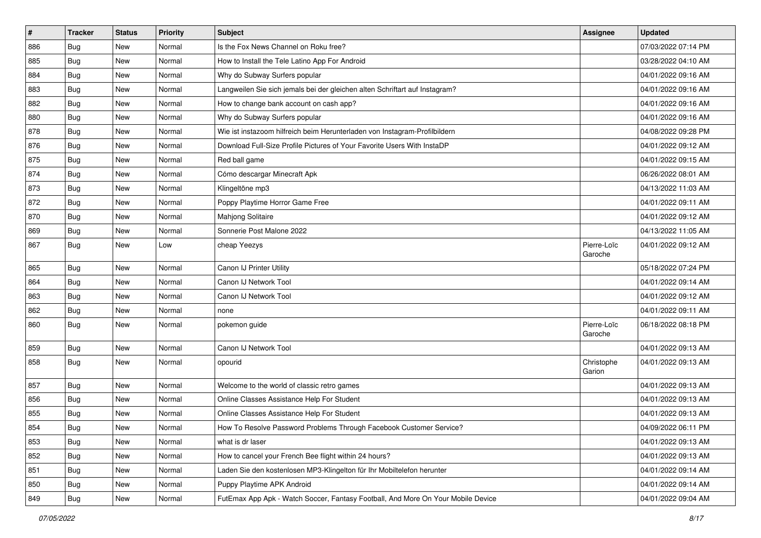| # | Tracker | Status | Priority | Subject | Assignee | Updated |
|---|---|---|---|---|---|---|
| 886 | Bug | New | Normal | Is the Fox News Channel on Roku free? | | 07/03/2022 07:14 PM |
| 885 | Bug | New | Normal | How to Install the Tele Latino App For Android | | 03/28/2022 04:10 AM |
| 884 | Bug | New | Normal | Why do Subway Surfers popular | | 04/01/2022 09:16 AM |
| 883 | Bug | New | Normal | Langweilen Sie sich jemals bei der gleichen alten Schriftart auf Instagram? | | 04/01/2022 09:16 AM |
| 882 | Bug | New | Normal | How to change bank account on cash app? | | 04/01/2022 09:16 AM |
| 880 | Bug | New | Normal | Why do Subway Surfers popular | | 04/01/2022 09:16 AM |
| 878 | Bug | New | Normal | Wie ist instazoom hilfreich beim Herunterladen von Instagram-Profilbildern | | 04/08/2022 09:28 PM |
| 876 | Bug | New | Normal | Download Full-Size Profile Pictures of Your Favorite Users With InstaDP | | 04/01/2022 09:12 AM |
| 875 | Bug | New | Normal | Red ball game | | 04/01/2022 09:15 AM |
| 874 | Bug | New | Normal | Cómo descargar Minecraft Apk | | 06/26/2022 08:01 AM |
| 873 | Bug | New | Normal | Klingeltöne mp3 | | 04/13/2022 11:03 AM |
| 872 | Bug | New | Normal | Poppy Playtime Horror Game Free | | 04/01/2022 09:11 AM |
| 870 | Bug | New | Normal | Mahjong Solitaire | | 04/01/2022 09:12 AM |
| 869 | Bug | New | Normal | Sonnerie Post Malone 2022 | | 04/13/2022 11:05 AM |
| 867 | Bug | New | Low | cheap Yeezys | Pierre-Loïc Garoche | 04/01/2022 09:12 AM |
| 865 | Bug | New | Normal | Canon IJ Printer Utility | | 05/18/2022 07:24 PM |
| 864 | Bug | New | Normal | Canon IJ Network Tool | | 04/01/2022 09:14 AM |
| 863 | Bug | New | Normal | Canon IJ Network Tool | | 04/01/2022 09:12 AM |
| 862 | Bug | New | Normal | none | | 04/01/2022 09:11 AM |
| 860 | Bug | New | Normal | pokemon guide | Pierre-Loïc Garoche | 06/18/2022 08:18 PM |
| 859 | Bug | New | Normal | Canon IJ Network Tool | | 04/01/2022 09:13 AM |
| 858 | Bug | New | Normal | opourid | Christophe Garion | 04/01/2022 09:13 AM |
| 857 | Bug | New | Normal | Welcome to the world of classic retro games | | 04/01/2022 09:13 AM |
| 856 | Bug | New | Normal | Online Classes Assistance Help For Student | | 04/01/2022 09:13 AM |
| 855 | Bug | New | Normal | Online Classes Assistance Help For Student | | 04/01/2022 09:13 AM |
| 854 | Bug | New | Normal | How To Resolve Password Problems Through Facebook Customer Service? | | 04/09/2022 06:11 PM |
| 853 | Bug | New | Normal | what is dr laser | | 04/01/2022 09:13 AM |
| 852 | Bug | New | Normal | How to cancel your French Bee flight within 24 hours? | | 04/01/2022 09:13 AM |
| 851 | Bug | New | Normal | Laden Sie den kostenlosen MP3-Klingelton für Ihr Mobiltelefon herunter | | 04/01/2022 09:14 AM |
| 850 | Bug | New | Normal | Puppy Playtime APK Android | | 04/01/2022 09:14 AM |
| 849 | Bug | New | Normal | FutEmax App Apk - Watch Soccer, Fantasy Football, And More On Your Mobile Device | | 04/01/2022 09:04 AM |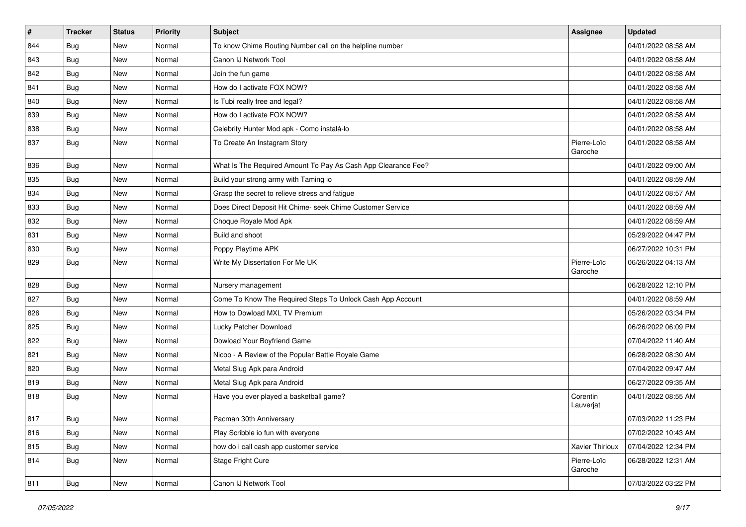| # | Tracker | Status | Priority | Subject | Assignee | Updated |
| --- | --- | --- | --- | --- | --- | --- |
| 844 | Bug | New | Normal | To know Chime Routing Number call on the helpline number | | 04/01/2022 08:58 AM |
| 843 | Bug | New | Normal | Canon IJ Network Tool | | 04/01/2022 08:58 AM |
| 842 | Bug | New | Normal | Join the fun game | | 04/01/2022 08:58 AM |
| 841 | Bug | New | Normal | How do I activate FOX NOW? | | 04/01/2022 08:58 AM |
| 840 | Bug | New | Normal | Is Tubi really free and legal? | | 04/01/2022 08:58 AM |
| 839 | Bug | New | Normal | How do I activate FOX NOW? | | 04/01/2022 08:58 AM |
| 838 | Bug | New | Normal | Celebrity Hunter Mod apk - Como instalá-lo | | 04/01/2022 08:58 AM |
| 837 | Bug | New | Normal | To Create An Instagram Story | Pierre-Loïc Garoche | 04/01/2022 08:58 AM |
| 836 | Bug | New | Normal | What Is The Required Amount To Pay As Cash App Clearance Fee? | | 04/01/2022 09:00 AM |
| 835 | Bug | New | Normal | Build your strong army with Taming io | | 04/01/2022 08:59 AM |
| 834 | Bug | New | Normal | Grasp the secret to relieve stress and fatigue | | 04/01/2022 08:57 AM |
| 833 | Bug | New | Normal | Does Direct Deposit Hit Chime- seek Chime Customer Service | | 04/01/2022 08:59 AM |
| 832 | Bug | New | Normal | Choque Royale Mod Apk | | 04/01/2022 08:59 AM |
| 831 | Bug | New | Normal | Build and shoot | | 05/29/2022 04:47 PM |
| 830 | Bug | New | Normal | Poppy Playtime APK | | 06/27/2022 10:31 PM |
| 829 | Bug | New | Normal | Write My Dissertation For Me UK | Pierre-Loïc Garoche | 06/26/2022 04:13 AM |
| 828 | Bug | New | Normal | Nursery management | | 06/28/2022 12:10 PM |
| 827 | Bug | New | Normal | Come To Know The Required Steps To Unlock Cash App Account | | 04/01/2022 08:59 AM |
| 826 | Bug | New | Normal | How to Dowload MXL TV Premium | | 05/26/2022 03:34 PM |
| 825 | Bug | New | Normal | Lucky Patcher Download | | 06/26/2022 06:09 PM |
| 822 | Bug | New | Normal | Dowload Your Boyfriend Game | | 07/04/2022 11:40 AM |
| 821 | Bug | New | Normal | Nicoo - A Review of the Popular Battle Royale Game | | 06/28/2022 08:30 AM |
| 820 | Bug | New | Normal | Metal Slug Apk para Android | | 07/04/2022 09:47 AM |
| 819 | Bug | New | Normal | Metal Slug Apk para Android | | 06/27/2022 09:35 AM |
| 818 | Bug | New | Normal | Have you ever played a basketball game? | Corentin Lauverjat | 04/01/2022 08:55 AM |
| 817 | Bug | New | Normal | Pacman 30th Anniversary | | 07/03/2022 11:23 PM |
| 816 | Bug | New | Normal | Play Scribble io fun with everyone | | 07/02/2022 10:43 AM |
| 815 | Bug | New | Normal | how do i call cash app customer service | Xavier Thirioux | 07/04/2022 12:34 PM |
| 814 | Bug | New | Normal | Stage Fright Cure | Pierre-Loïc Garoche | 06/28/2022 12:31 AM |
| 811 | Bug | New | Normal | Canon IJ Network Tool | | 07/03/2022 03:22 PM |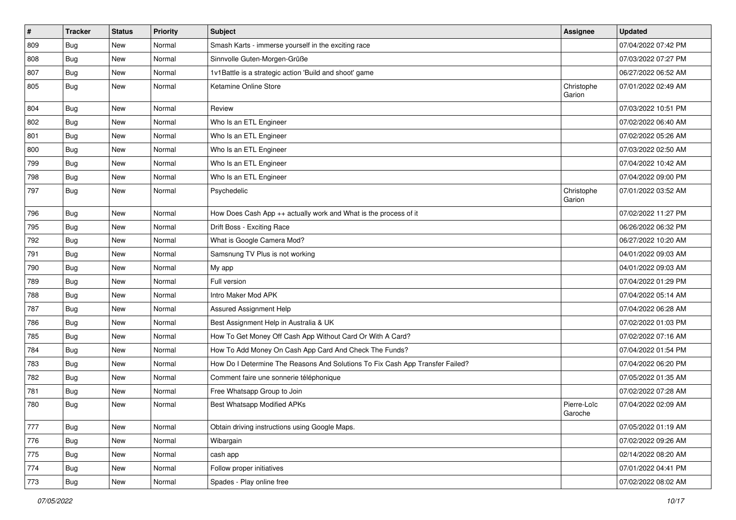| # | Tracker | Status | Priority | Subject | Assignee | Updated |
| --- | --- | --- | --- | --- | --- | --- |
| 809 | Bug | New | Normal | Smash Karts - immerse yourself in the exciting race | | 07/04/2022 07:42 PM |
| 808 | Bug | New | Normal | Sinnvolle Guten-Morgen-Grüße | | 07/03/2022 07:27 PM |
| 807 | Bug | New | Normal | 1v1Battle is a strategic action 'Build and shoot' game | | 06/27/2022 06:52 AM |
| 805 | Bug | New | Normal | Ketamine Online Store | Christophe Garion | 07/01/2022 02:49 AM |
| 804 | Bug | New | Normal | Review | | 07/03/2022 10:51 PM |
| 802 | Bug | New | Normal | Who Is an ETL Engineer | | 07/02/2022 06:40 AM |
| 801 | Bug | New | Normal | Who Is an ETL Engineer | | 07/02/2022 05:26 AM |
| 800 | Bug | New | Normal | Who Is an ETL Engineer | | 07/03/2022 02:50 AM |
| 799 | Bug | New | Normal | Who Is an ETL Engineer | | 07/04/2022 10:42 AM |
| 798 | Bug | New | Normal | Who Is an ETL Engineer | | 07/04/2022 09:00 PM |
| 797 | Bug | New | Normal | Psychedelic | Christophe Garion | 07/01/2022 03:52 AM |
| 796 | Bug | New | Normal | How Does Cash App ++ actually work and What is the process of it | | 07/02/2022 11:27 PM |
| 795 | Bug | New | Normal | Drift Boss - Exciting Race | | 06/26/2022 06:32 PM |
| 792 | Bug | New | Normal | What is Google Camera Mod? | | 06/27/2022 10:20 AM |
| 791 | Bug | New | Normal | Samsnung TV Plus is not working | | 04/01/2022 09:03 AM |
| 790 | Bug | New | Normal | My app | | 04/01/2022 09:03 AM |
| 789 | Bug | New | Normal | Full version | | 07/04/2022 01:29 PM |
| 788 | Bug | New | Normal | Intro Maker Mod APK | | 07/04/2022 05:14 AM |
| 787 | Bug | New | Normal | Assured Assignment Help | | 07/04/2022 06:28 AM |
| 786 | Bug | New | Normal | Best Assignment Help in Australia & UK | | 07/02/2022 01:03 PM |
| 785 | Bug | New | Normal | How To Get Money Off Cash App Without Card Or With A Card? | | 07/02/2022 07:16 AM |
| 784 | Bug | New | Normal | How To Add Money On Cash App Card And Check The Funds? | | 07/04/2022 01:54 PM |
| 783 | Bug | New | Normal | How Do I Determine The Reasons And Solutions To Fix Cash App Transfer Failed? | | 07/04/2022 06:20 PM |
| 782 | Bug | New | Normal | Comment faire une sonnerie téléphonique | | 07/05/2022 01:35 AM |
| 781 | Bug | New | Normal | Free Whatsapp Group to Join | | 07/02/2022 07:28 AM |
| 780 | Bug | New | Normal | Best Whatsapp Modified APKs | Pierre-Loïc Garoche | 07/04/2022 02:09 AM |
| 777 | Bug | New | Normal | Obtain driving instructions using Google Maps. | | 07/05/2022 01:19 AM |
| 776 | Bug | New | Normal | Wibargain | | 07/02/2022 09:26 AM |
| 775 | Bug | New | Normal | cash app | | 02/14/2022 08:20 AM |
| 774 | Bug | New | Normal | Follow proper initiatives | | 07/01/2022 04:41 PM |
| 773 | Bug | New | Normal | Spades - Play online free | | 07/02/2022 08:02 AM |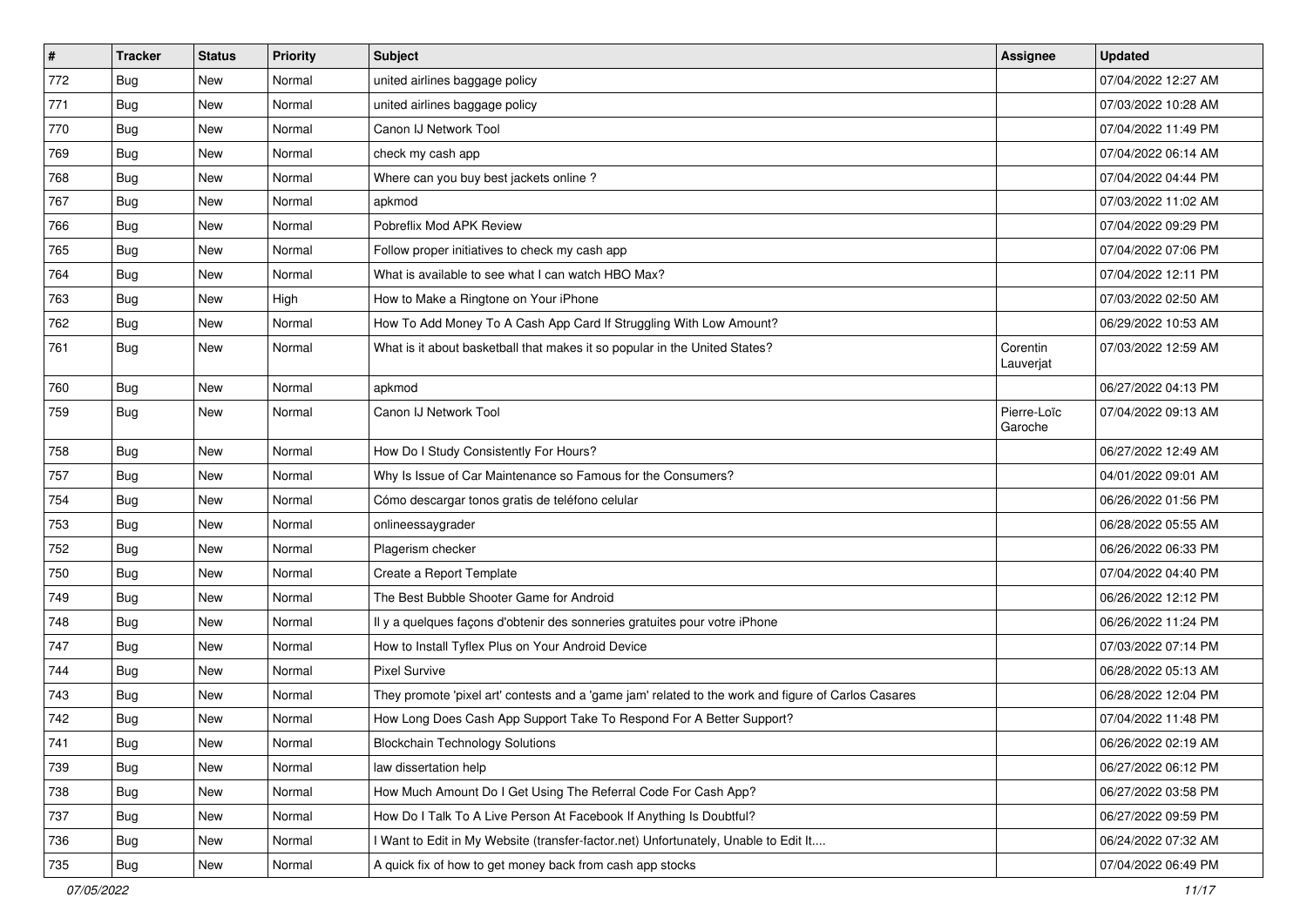| # | Tracker | Status | Priority | Subject | Assignee | Updated |
|---|---|---|---|---|---|---|
| 772 | Bug | New | Normal | united airlines baggage policy | | 07/04/2022 12:27 AM |
| 771 | Bug | New | Normal | united airlines baggage policy | | 07/03/2022 10:28 AM |
| 770 | Bug | New | Normal | Canon IJ Network Tool | | 07/04/2022 11:49 PM |
| 769 | Bug | New | Normal | check my cash app | | 07/04/2022 06:14 AM |
| 768 | Bug | New | Normal | Where can you buy best jackets online ? | | 07/04/2022 04:44 PM |
| 767 | Bug | New | Normal | apkmod | | 07/03/2022 11:02 AM |
| 766 | Bug | New | Normal | Pobreflix Mod APK Review | | 07/04/2022 09:29 PM |
| 765 | Bug | New | Normal | Follow proper initiatives to check my cash app | | 07/04/2022 07:06 PM |
| 764 | Bug | New | Normal | What is available to see what I can watch HBO Max? | | 07/04/2022 12:11 PM |
| 763 | Bug | New | High | How to Make a Ringtone on Your iPhone | | 07/03/2022 02:50 AM |
| 762 | Bug | New | Normal | How To Add Money To A Cash App Card If Struggling With Low Amount? | | 06/29/2022 10:53 AM |
| 761 | Bug | New | Normal | What is it about basketball that makes it so popular in the United States? | Corentin Lauverjat | 07/03/2022 12:59 AM |
| 760 | Bug | New | Normal | apkmod | | 06/27/2022 04:13 PM |
| 759 | Bug | New | Normal | Canon IJ Network Tool | Pierre-Loïc Garoche | 07/04/2022 09:13 AM |
| 758 | Bug | New | Normal | How Do I Study Consistently For Hours? | | 06/27/2022 12:49 AM |
| 757 | Bug | New | Normal | Why Is Issue of Car Maintenance so Famous for the Consumers? | | 04/01/2022 09:01 AM |
| 754 | Bug | New | Normal | Cómo descargar tonos gratis de teléfono celular | | 06/26/2022 01:56 PM |
| 753 | Bug | New | Normal | onlineessaygrader | | 06/28/2022 05:55 AM |
| 752 | Bug | New | Normal | Plagerism checker | | 06/26/2022 06:33 PM |
| 750 | Bug | New | Normal | Create a Report Template | | 07/04/2022 04:40 PM |
| 749 | Bug | New | Normal | The Best Bubble Shooter Game for Android | | 06/26/2022 12:12 PM |
| 748 | Bug | New | Normal | Il y a quelques façons d'obtenir des sonneries gratuites pour votre iPhone | | 06/26/2022 11:24 PM |
| 747 | Bug | New | Normal | How to Install Tyflex Plus on Your Android Device | | 07/03/2022 07:14 PM |
| 744 | Bug | New | Normal | Pixel Survive | | 06/28/2022 05:13 AM |
| 743 | Bug | New | Normal | They promote 'pixel art' contests and a 'game jam' related to the work and figure of Carlos Casares | | 06/28/2022 12:04 PM |
| 742 | Bug | New | Normal | How Long Does Cash App Support Take To Respond For A Better Support? | | 07/04/2022 11:48 PM |
| 741 | Bug | New | Normal | Blockchain Technology Solutions | | 06/26/2022 02:19 AM |
| 739 | Bug | New | Normal | law dissertation help | | 06/27/2022 06:12 PM |
| 738 | Bug | New | Normal | How Much Amount Do I Get Using The Referral Code For Cash App? | | 06/27/2022 03:58 PM |
| 737 | Bug | New | Normal | How Do I Talk To A Live Person At Facebook If Anything Is Doubtful? | | 06/27/2022 09:59 PM |
| 736 | Bug | New | Normal | I Want to Edit in My Website (transfer-factor.net) Unfortunately, Unable to Edit It.... | | 06/24/2022 07:32 AM |
| 735 | Bug | New | Normal | A quick fix of how to get money back from cash app stocks | | 07/04/2022 06:49 PM |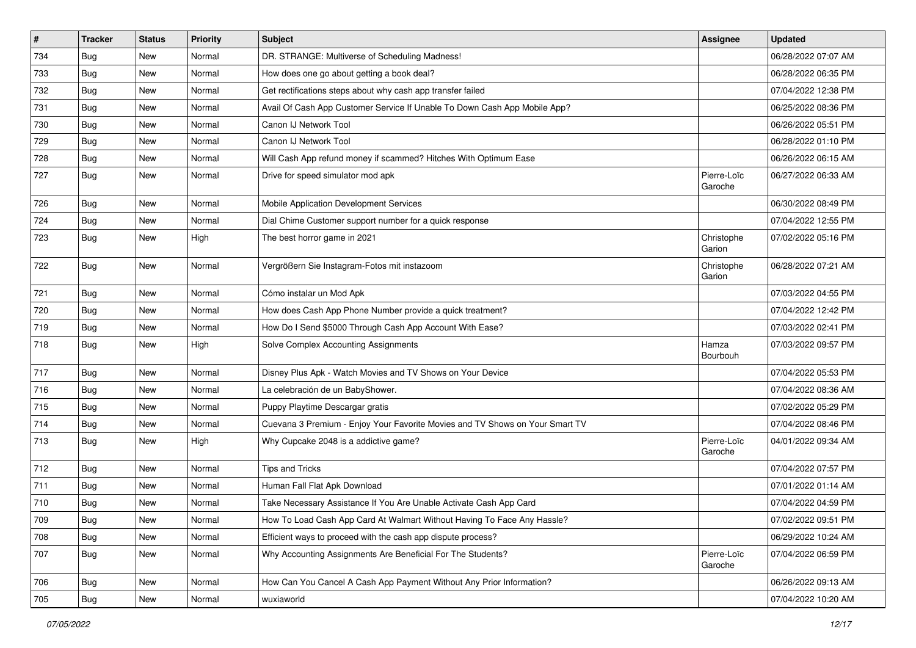| # | Tracker | Status | Priority | Subject | Assignee | Updated |
|---|---|---|---|---|---|---|
| 734 | Bug | New | Normal | DR. STRANGE: Multiverse of Scheduling Madness! | | 06/28/2022 07:07 AM |
| 733 | Bug | New | Normal | How does one go about getting a book deal? | | 06/28/2022 06:35 PM |
| 732 | Bug | New | Normal | Get rectifications steps about why cash app transfer failed | | 07/04/2022 12:38 PM |
| 731 | Bug | New | Normal | Avail Of Cash App Customer Service If Unable To Down Cash App Mobile App? | | 06/25/2022 08:36 PM |
| 730 | Bug | New | Normal | Canon IJ Network Tool | | 06/26/2022 05:51 PM |
| 729 | Bug | New | Normal | Canon IJ Network Tool | | 06/28/2022 01:10 PM |
| 728 | Bug | New | Normal | Will Cash App refund money if scammed? Hitches With Optimum Ease | | 06/26/2022 06:15 AM |
| 727 | Bug | New | Normal | Drive for speed simulator mod apk | Pierre-Loïc Garoche | 06/27/2022 06:33 AM |
| 726 | Bug | New | Normal | Mobile Application Development Services | | 06/30/2022 08:49 PM |
| 724 | Bug | New | Normal | Dial Chime Customer support number for a quick response | | 07/04/2022 12:55 PM |
| 723 | Bug | New | High | The best horror game in 2021 | Christophe Garion | 07/02/2022 05:16 PM |
| 722 | Bug | New | Normal | Vergrößern Sie Instagram-Fotos mit instazoom | Christophe Garion | 06/28/2022 07:21 AM |
| 721 | Bug | New | Normal | Cómo instalar un Mod Apk | | 07/03/2022 04:55 PM |
| 720 | Bug | New | Normal | How does Cash App Phone Number provide a quick treatment? | | 07/04/2022 12:42 PM |
| 719 | Bug | New | Normal | How Do I Send $5000 Through Cash App Account With Ease? | | 07/03/2022 02:41 PM |
| 718 | Bug | New | High | Solve Complex Accounting Assignments | Hamza Bourbouh | 07/03/2022 09:57 PM |
| 717 | Bug | New | Normal | Disney Plus Apk - Watch Movies and TV Shows on Your Device | | 07/04/2022 05:53 PM |
| 716 | Bug | New | Normal | La celebración de un BabyShower. | | 07/04/2022 08:36 AM |
| 715 | Bug | New | Normal | Puppy Playtime Descargar gratis | | 07/02/2022 05:29 PM |
| 714 | Bug | New | Normal | Cuevana 3 Premium - Enjoy Your Favorite Movies and TV Shows on Your Smart TV | | 07/04/2022 08:46 PM |
| 713 | Bug | New | High | Why Cupcake 2048 is a addictive game? | Pierre-Loïc Garoche | 04/01/2022 09:34 AM |
| 712 | Bug | New | Normal | Tips and Tricks | | 07/04/2022 07:57 PM |
| 711 | Bug | New | Normal | Human Fall Flat Apk Download | | 07/01/2022 01:14 AM |
| 710 | Bug | New | Normal | Take Necessary Assistance If You Are Unable Activate Cash App Card | | 07/04/2022 04:59 PM |
| 709 | Bug | New | Normal | How To Load Cash App Card At Walmart Without Having To Face Any Hassle? | | 07/02/2022 09:51 PM |
| 708 | Bug | New | Normal | Efficient ways to proceed with the cash app dispute process? | | 06/29/2022 10:24 AM |
| 707 | Bug | New | Normal | Why Accounting Assignments Are Beneficial For The Students? | Pierre-Loïc Garoche | 07/04/2022 06:59 PM |
| 706 | Bug | New | Normal | How Can You Cancel A Cash App Payment Without Any Prior Information? | | 06/26/2022 09:13 AM |
| 705 | Bug | New | Normal | wuxiaworld | | 07/04/2022 10:20 AM |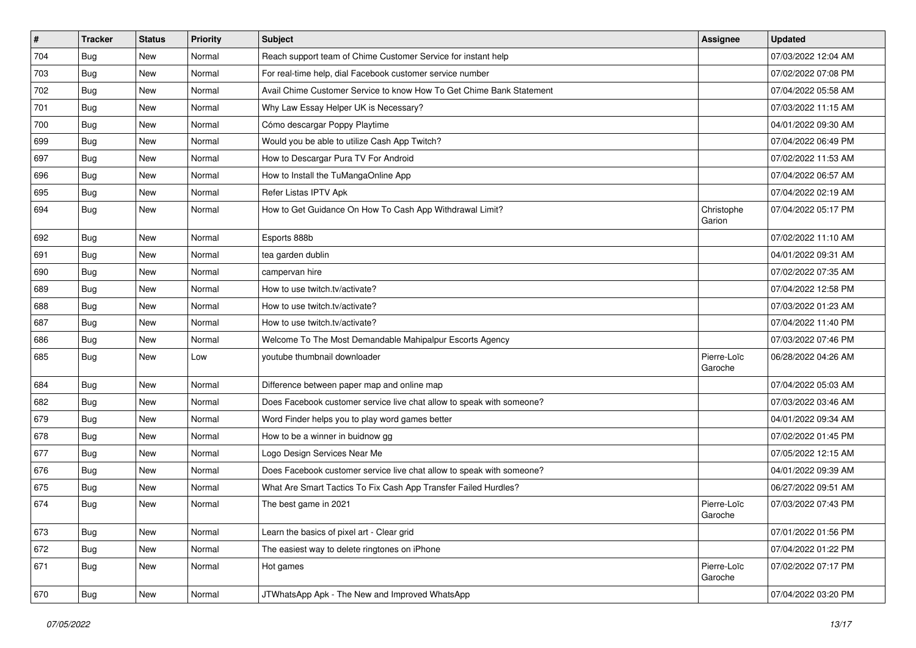| # | Tracker | Status | Priority | Subject | Assignee | Updated |
|---|---|---|---|---|---|---|
| 704 | Bug | New | Normal | Reach support team of Chime Customer Service for instant help | | 07/03/2022 12:04 AM |
| 703 | Bug | New | Normal | For real-time help, dial Facebook customer service number | | 07/02/2022 07:08 PM |
| 702 | Bug | New | Normal | Avail Chime Customer Service to know How To Get Chime Bank Statement | | 07/04/2022 05:58 AM |
| 701 | Bug | New | Normal | Why Law Essay Helper UK is Necessary? | | 07/03/2022 11:15 AM |
| 700 | Bug | New | Normal | Cómo descargar Poppy Playtime | | 04/01/2022 09:30 AM |
| 699 | Bug | New | Normal | Would you be able to utilize Cash App Twitch? | | 07/04/2022 06:49 PM |
| 697 | Bug | New | Normal | How to Descargar Pura TV For Android | | 07/02/2022 11:53 AM |
| 696 | Bug | New | Normal | How to Install the TuMangaOnline App | | 07/04/2022 06:57 AM |
| 695 | Bug | New | Normal | Refer Listas IPTV Apk | | 07/04/2022 02:19 AM |
| 694 | Bug | New | Normal | How to Get Guidance On How To Cash App Withdrawal Limit? | Christophe Garion | 07/04/2022 05:17 PM |
| 692 | Bug | New | Normal | Esports 888b | | 07/02/2022 11:10 AM |
| 691 | Bug | New | Normal | tea garden dublin | | 04/01/2022 09:31 AM |
| 690 | Bug | New | Normal | campervan hire | | 07/02/2022 07:35 AM |
| 689 | Bug | New | Normal | How to use twitch.tv/activate? | | 07/04/2022 12:58 PM |
| 688 | Bug | New | Normal | How to use twitch.tv/activate? | | 07/03/2022 01:23 AM |
| 687 | Bug | New | Normal | How to use twitch.tv/activate? | | 07/04/2022 11:40 PM |
| 686 | Bug | New | Normal | Welcome To The Most Demandable Mahipalpur Escorts Agency | | 07/03/2022 07:46 PM |
| 685 | Bug | New | Low | youtube thumbnail downloader | Pierre-Loïc Garoche | 06/28/2022 04:26 AM |
| 684 | Bug | New | Normal | Difference between paper map and online map | | 07/04/2022 05:03 AM |
| 682 | Bug | New | Normal | Does Facebook customer service live chat allow to speak with someone? | | 07/03/2022 03:46 AM |
| 679 | Bug | New | Normal | Word Finder helps you to play word games better | | 04/01/2022 09:34 AM |
| 678 | Bug | New | Normal | How to be a winner in buidnow gg | | 07/02/2022 01:45 PM |
| 677 | Bug | New | Normal | Logo Design Services Near Me | | 07/05/2022 12:15 AM |
| 676 | Bug | New | Normal | Does Facebook customer service live chat allow to speak with someone? | | 04/01/2022 09:39 AM |
| 675 | Bug | New | Normal | What Are Smart Tactics To Fix Cash App Transfer Failed Hurdles? | | 06/27/2022 09:51 AM |
| 674 | Bug | New | Normal | The best game in 2021 | Pierre-Loïc Garoche | 07/03/2022 07:43 PM |
| 673 | Bug | New | Normal | Learn the basics of pixel art - Clear grid | | 07/01/2022 01:56 PM |
| 672 | Bug | New | Normal | The easiest way to delete ringtones on iPhone | | 07/04/2022 01:22 PM |
| 671 | Bug | New | Normal | Hot games | Pierre-Loïc Garoche | 07/02/2022 07:17 PM |
| 670 | Bug | New | Normal | JTWhatsApp Apk - The New and Improved WhatsApp | | 07/04/2022 03:20 PM |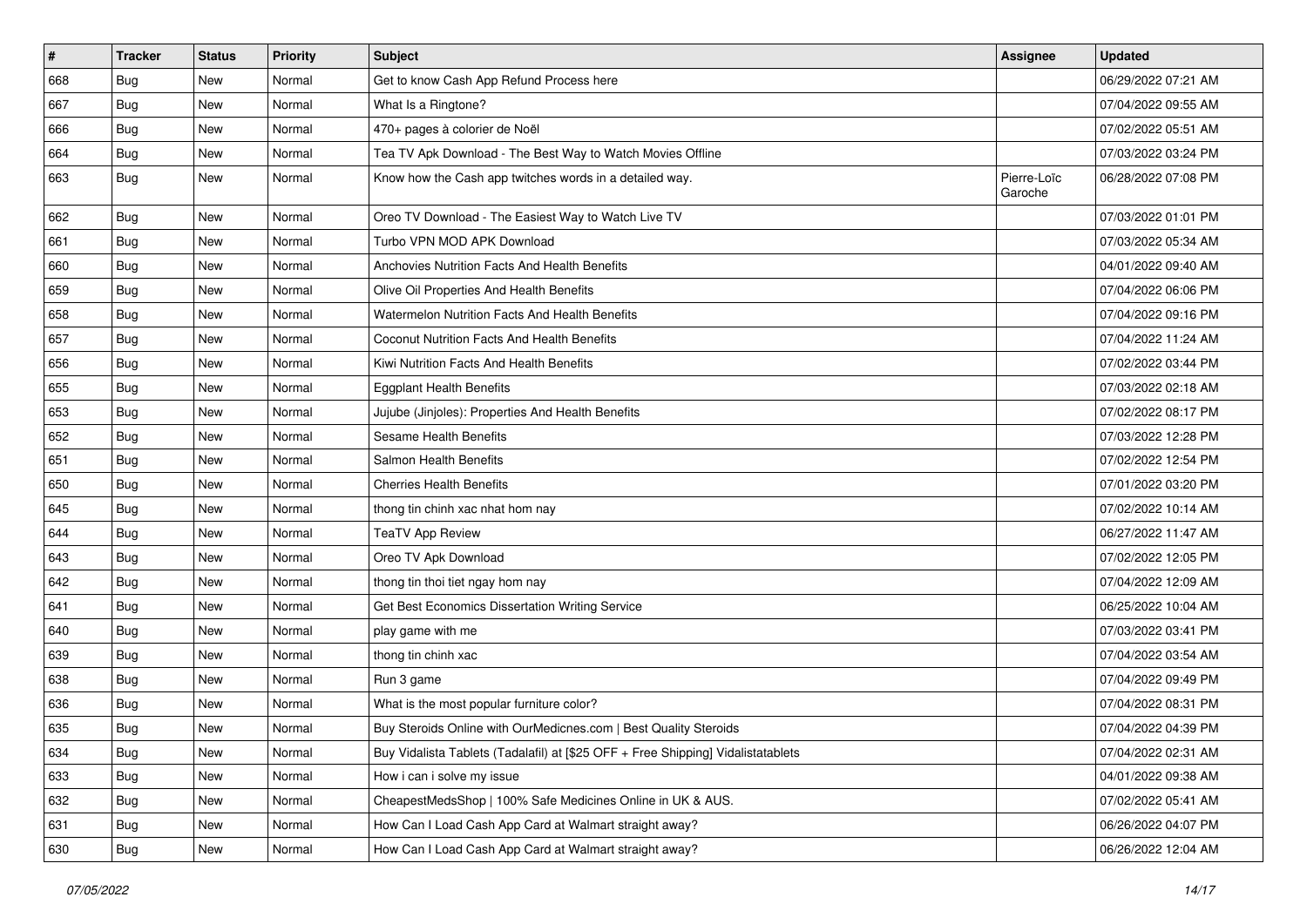| # | Tracker | Status | Priority | Subject | Assignee | Updated |
|---|---|---|---|---|---|---|
| 668 | Bug | New | Normal | Get to know Cash App Refund Process here | | 06/29/2022 07:21 AM |
| 667 | Bug | New | Normal | What Is a Ringtone? | | 07/04/2022 09:55 AM |
| 666 | Bug | New | Normal | 470+ pages à colorier de Noël | | 07/02/2022 05:51 AM |
| 664 | Bug | New | Normal | Tea TV Apk Download - The Best Way to Watch Movies Offline | | 07/03/2022 03:24 PM |
| 663 | Bug | New | Normal | Know how the Cash app twitches words in a detailed way. | Pierre-Loïc Garoche | 06/28/2022 07:08 PM |
| 662 | Bug | New | Normal | Oreo TV Download - The Easiest Way to Watch Live TV | | 07/03/2022 01:01 PM |
| 661 | Bug | New | Normal | Turbo VPN MOD APK Download | | 07/03/2022 05:34 AM |
| 660 | Bug | New | Normal | Anchovies Nutrition Facts And Health Benefits | | 04/01/2022 09:40 AM |
| 659 | Bug | New | Normal | Olive Oil Properties And Health Benefits | | 07/04/2022 06:06 PM |
| 658 | Bug | New | Normal | Watermelon Nutrition Facts And Health Benefits | | 07/04/2022 09:16 PM |
| 657 | Bug | New | Normal | Coconut Nutrition Facts And Health Benefits | | 07/04/2022 11:24 AM |
| 656 | Bug | New | Normal | Kiwi Nutrition Facts And Health Benefits | | 07/02/2022 03:44 PM |
| 655 | Bug | New | Normal | Eggplant Health Benefits | | 07/03/2022 02:18 AM |
| 653 | Bug | New | Normal | Jujube (Jinjoles): Properties And Health Benefits | | 07/02/2022 08:17 PM |
| 652 | Bug | New | Normal | Sesame Health Benefits | | 07/03/2022 12:28 PM |
| 651 | Bug | New | Normal | Salmon Health Benefits | | 07/02/2022 12:54 PM |
| 650 | Bug | New | Normal | Cherries Health Benefits | | 07/01/2022 03:20 PM |
| 645 | Bug | New | Normal | thong tin chinh xac nhat hom nay | | 07/02/2022 10:14 AM |
| 644 | Bug | New | Normal | TeaTV App Review | | 06/27/2022 11:47 AM |
| 643 | Bug | New | Normal | Oreo TV Apk Download | | 07/02/2022 12:05 PM |
| 642 | Bug | New | Normal | thong tin thoi tiet ngay hom nay | | 07/04/2022 12:09 AM |
| 641 | Bug | New | Normal | Get Best Economics Dissertation Writing Service | | 06/25/2022 10:04 AM |
| 640 | Bug | New | Normal | play game with me | | 07/03/2022 03:41 PM |
| 639 | Bug | New | Normal | thong tin chinh xac | | 07/04/2022 03:54 AM |
| 638 | Bug | New | Normal | Run 3 game | | 07/04/2022 09:49 PM |
| 636 | Bug | New | Normal | What is the most popular furniture color? | | 07/04/2022 08:31 PM |
| 635 | Bug | New | Normal | Buy Steroids Online with OurMedicnes.com \| Best Quality Steroids | | 07/04/2022 04:39 PM |
| 634 | Bug | New | Normal | Buy Vidalista Tablets (Tadalafil) at [$25 OFF + Free Shipping] Vidalistatablets | | 07/04/2022 02:31 AM |
| 633 | Bug | New | Normal | How i can i solve my issue | | 04/01/2022 09:38 AM |
| 632 | Bug | New | Normal | CheapestMedsShop \| 100% Safe Medicines Online in UK & AUS. | | 07/02/2022 05:41 AM |
| 631 | Bug | New | Normal | How Can I Load Cash App Card at Walmart straight away? | | 06/26/2022 04:07 PM |
| 630 | Bug | New | Normal | How Can I Load Cash App Card at Walmart straight away? | | 06/26/2022 12:04 AM |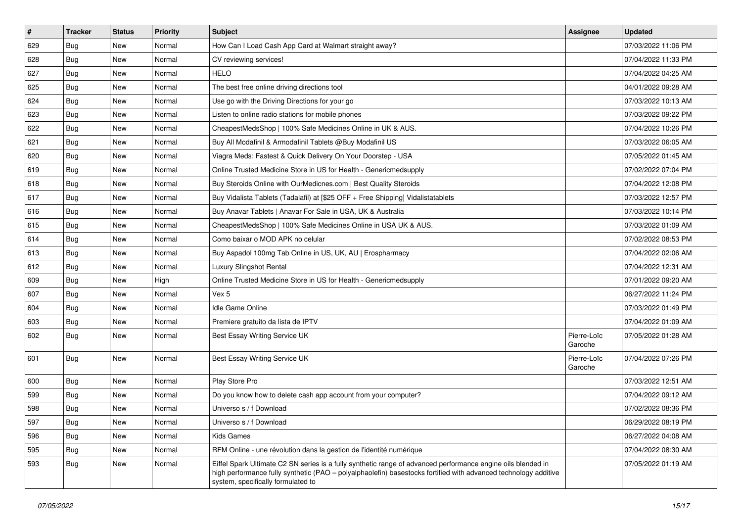| # | Tracker | Status | Priority | Subject | Assignee | Updated |
|---|---|---|---|---|---|---|
| 629 | Bug | New | Normal | How Can I Load Cash App Card at Walmart straight away? | | 07/03/2022 11:06 PM |
| 628 | Bug | New | Normal | CV reviewing services! | | 07/04/2022 11:33 PM |
| 627 | Bug | New | Normal | HELO | | 07/04/2022 04:25 AM |
| 625 | Bug | New | Normal | The best free online driving directions tool | | 04/01/2022 09:28 AM |
| 624 | Bug | New | Normal | Use go with the Driving Directions for your go | | 07/03/2022 10:13 AM |
| 623 | Bug | New | Normal | Listen to online radio stations for mobile phones | | 07/03/2022 09:22 PM |
| 622 | Bug | New | Normal | CheapestMedsShop \| 100% Safe Medicines Online in UK & AUS. | | 07/04/2022 10:26 PM |
| 621 | Bug | New | Normal | Buy All Modafinil & Armodafinil Tablets @Buy Modafinil US | | 07/03/2022 06:05 AM |
| 620 | Bug | New | Normal | Viagra Meds: Fastest & Quick Delivery On Your Doorstep - USA | | 07/05/2022 01:45 AM |
| 619 | Bug | New | Normal | Online Trusted Medicine Store in US for Health - Genericmedsupply | | 07/02/2022 07:04 PM |
| 618 | Bug | New | Normal | Buy Steroids Online with OurMedicnes.com \| Best Quality Steroids | | 07/04/2022 12:08 PM |
| 617 | Bug | New | Normal | Buy Vidalista Tablets (Tadalafil) at [$25 OFF + Free Shipping] Vidalistatablets | | 07/03/2022 12:57 PM |
| 616 | Bug | New | Normal | Buy Anavar Tablets \| Anavar For Sale in USA, UK & Australia | | 07/03/2022 10:14 PM |
| 615 | Bug | New | Normal | CheapestMedsShop \| 100% Safe Medicines Online in USA UK & AUS. | | 07/03/2022 01:09 AM |
| 614 | Bug | New | Normal | Como baixar o MOD APK no celular | | 07/02/2022 08:53 PM |
| 613 | Bug | New | Normal | Buy Aspadol 100mg Tab Online in US, UK, AU \| Erospharmacy | | 07/04/2022 02:06 AM |
| 612 | Bug | New | Normal | Luxury Slingshot Rental | | 07/04/2022 12:31 AM |
| 609 | Bug | New | High | Online Trusted Medicine Store in US for Health - Genericmedsupply | | 07/01/2022 09:20 AM |
| 607 | Bug | New | Normal | Vex 5 | | 06/27/2022 11:24 PM |
| 604 | Bug | New | Normal | Idle Game Online | | 07/03/2022 01:49 PM |
| 603 | Bug | New | Normal | Premiere gratuito da lista de IPTV | | 07/04/2022 01:09 AM |
| 602 | Bug | New | Normal | Best Essay Writing Service UK | Pierre-Loïc Garoche | 07/05/2022 01:28 AM |
| 601 | Bug | New | Normal | Best Essay Writing Service UK | Pierre-Loïc Garoche | 07/04/2022 07:26 PM |
| 600 | Bug | New | Normal | Play Store Pro | | 07/03/2022 12:51 AM |
| 599 | Bug | New | Normal | Do you know how to delete cash app account from your computer? | | 07/04/2022 09:12 AM |
| 598 | Bug | New | Normal | Universo s / f Download | | 07/02/2022 08:36 PM |
| 597 | Bug | New | Normal | Universo s / f Download | | 06/29/2022 08:19 PM |
| 596 | Bug | New | Normal | Kids Games | | 06/27/2022 04:08 AM |
| 595 | Bug | New | Normal | RFM Online - une révolution dans la gestion de l'identité numérique | | 07/04/2022 08:30 AM |
| 593 | Bug | New | Normal | Eiffel Spark Ultimate C2 SN series is a fully synthetic range of advanced performance engine oils blended in high performance fully synthetic (PAO – polyalphaolefin) basestocks fortified with advanced technology additive system, specifically formulated to | | 07/05/2022 01:19 AM |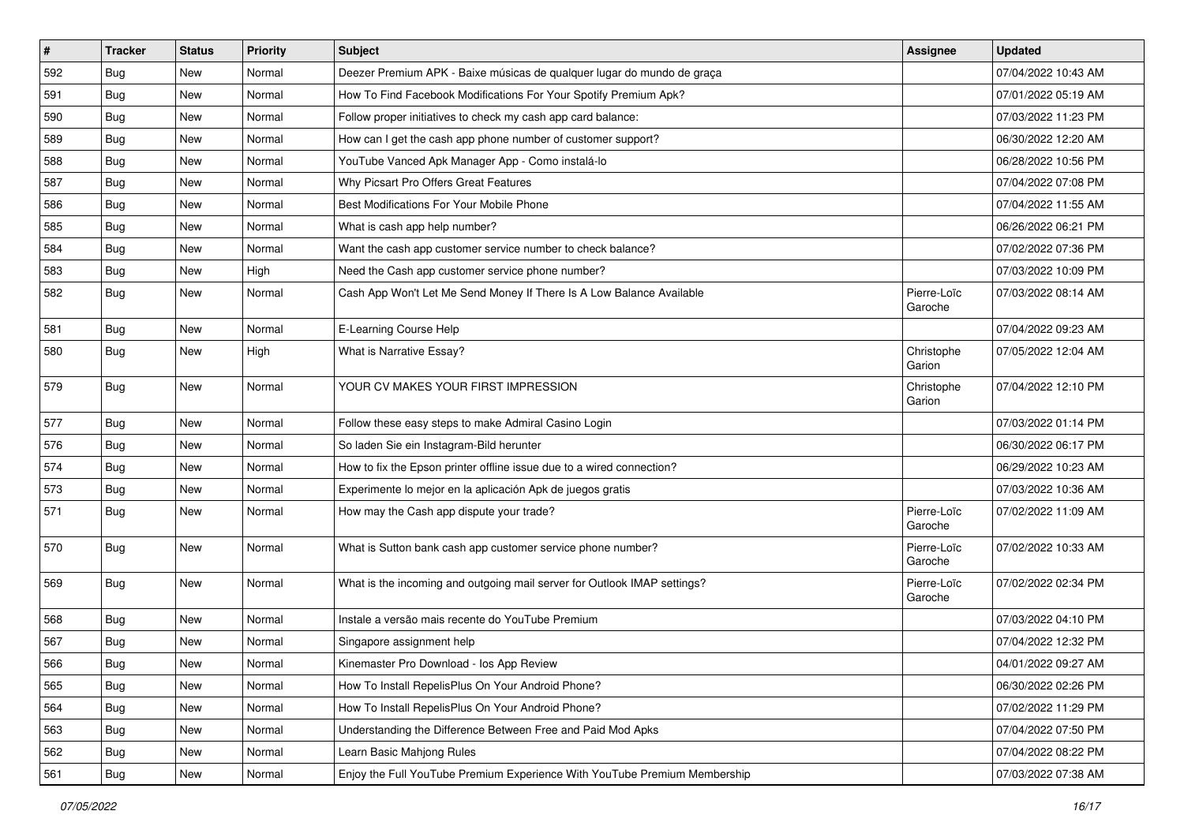| # | Tracker | Status | Priority | Subject | Assignee | Updated |
|---|---|---|---|---|---|---|
| 592 | Bug | New | Normal | Deezer Premium APK - Baixe músicas de qualquer lugar do mundo de graça | | 07/04/2022 10:43 AM |
| 591 | Bug | New | Normal | How To Find Facebook Modifications For Your Spotify Premium Apk? | | 07/01/2022 05:19 AM |
| 590 | Bug | New | Normal | Follow proper initiatives to check my cash app card balance: | | 07/03/2022 11:23 PM |
| 589 | Bug | New | Normal | How can I get the cash app phone number of customer support? | | 06/30/2022 12:20 AM |
| 588 | Bug | New | Normal | YouTube Vanced Apk Manager App - Como instalá-lo | | 06/28/2022 10:56 PM |
| 587 | Bug | New | Normal | Why Picsart Pro Offers Great Features | | 07/04/2022 07:08 PM |
| 586 | Bug | New | Normal | Best Modifications For Your Mobile Phone | | 07/04/2022 11:55 AM |
| 585 | Bug | New | Normal | What is cash app help number? | | 06/26/2022 06:21 PM |
| 584 | Bug | New | Normal | Want the cash app customer service number to check balance? | | 07/02/2022 07:36 PM |
| 583 | Bug | New | High | Need the Cash app customer service phone number? | | 07/03/2022 10:09 PM |
| 582 | Bug | New | Normal | Cash App Won't Let Me Send Money If There Is A Low Balance Available | Pierre-Loïc Garoche | 07/03/2022 08:14 AM |
| 581 | Bug | New | Normal | E-Learning Course Help | | 07/04/2022 09:23 AM |
| 580 | Bug | New | High | What is Narrative Essay? | Christophe Garion | 07/05/2022 12:04 AM |
| 579 | Bug | New | Normal | YOUR CV MAKES YOUR FIRST IMPRESSION | Christophe Garion | 07/04/2022 12:10 PM |
| 577 | Bug | New | Normal | Follow these easy steps to make Admiral Casino Login | | 07/03/2022 01:14 PM |
| 576 | Bug | New | Normal | So laden Sie ein Instagram-Bild herunter | | 06/30/2022 06:17 PM |
| 574 | Bug | New | Normal | How to fix the Epson printer offline issue due to a wired connection? | | 06/29/2022 10:23 AM |
| 573 | Bug | New | Normal | Experimente lo mejor en la aplicación Apk de juegos gratis | | 07/03/2022 10:36 AM |
| 571 | Bug | New | Normal | How may the Cash app dispute your trade? | Pierre-Loïc Garoche | 07/02/2022 11:09 AM |
| 570 | Bug | New | Normal | What is Sutton bank cash app customer service phone number? | Pierre-Loïc Garoche | 07/02/2022 10:33 AM |
| 569 | Bug | New | Normal | What is the incoming and outgoing mail server for Outlook IMAP settings? | Pierre-Loïc Garoche | 07/02/2022 02:34 PM |
| 568 | Bug | New | Normal | Instale a versão mais recente do YouTube Premium | | 07/03/2022 04:10 PM |
| 567 | Bug | New | Normal | Singapore assignment help | | 07/04/2022 12:32 PM |
| 566 | Bug | New | Normal | Kinemaster Pro Download - Ios App Review | | 04/01/2022 09:27 AM |
| 565 | Bug | New | Normal | How To Install RepelisPlus On Your Android Phone? | | 06/30/2022 02:26 PM |
| 564 | Bug | New | Normal | How To Install RepelisPlus On Your Android Phone? | | 07/02/2022 11:29 PM |
| 563 | Bug | New | Normal | Understanding the Difference Between Free and Paid Mod Apks | | 07/04/2022 07:50 PM |
| 562 | Bug | New | Normal | Learn Basic Mahjong Rules | | 07/04/2022 08:22 PM |
| 561 | Bug | New | Normal | Enjoy the Full YouTube Premium Experience With YouTube Premium Membership | | 07/03/2022 07:38 AM |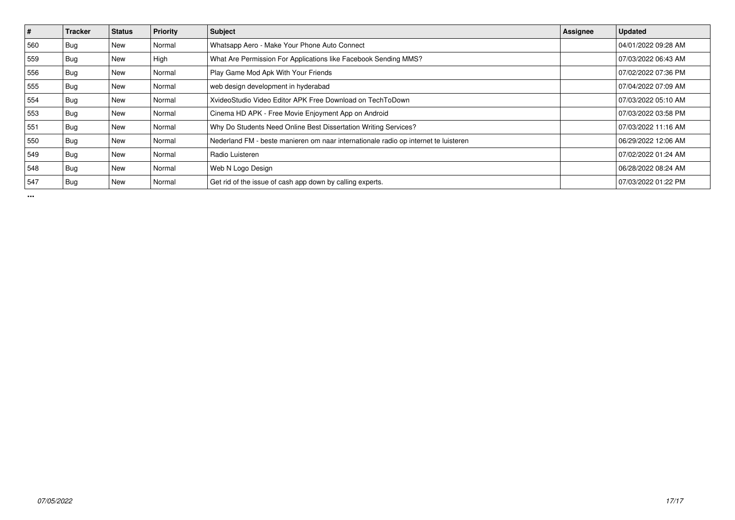| # | Tracker | Status | Priority | Subject | Assignee | Updated |
|---|---|---|---|---|---|---|
| 560 | Bug | New | Normal | Whatsapp Aero - Make Your Phone Auto Connect | | 04/01/2022 09:28 AM |
| 559 | Bug | New | High | What Are Permission For Applications like Facebook Sending MMS? | | 07/03/2022 06:43 AM |
| 556 | Bug | New | Normal | Play Game Mod Apk With Your Friends | | 07/02/2022 07:36 PM |
| 555 | Bug | New | Normal | web design development in hyderabad | | 07/04/2022 07:09 AM |
| 554 | Bug | New | Normal | XvideoStudio Video Editor APK Free Download on TechToDown | | 07/03/2022 05:10 AM |
| 553 | Bug | New | Normal | Cinema HD APK - Free Movie Enjoyment App on Android | | 07/03/2022 03:58 PM |
| 551 | Bug | New | Normal | Why Do Students Need Online Best Dissertation Writing Services? | | 07/03/2022 11:16 AM |
| 550 | Bug | New | Normal | Nederland FM - beste manieren om naar internationale radio op internet te luisteren | | 06/29/2022 12:06 AM |
| 549 | Bug | New | Normal | Radio Luisteren | | 07/02/2022 01:24 AM |
| 548 | Bug | New | Normal | Web N Logo Design | | 06/28/2022 08:24 AM |
| 547 | Bug | New | Normal | Get rid of the issue of cash app down by calling experts. | | 07/03/2022 01:22 PM |

...